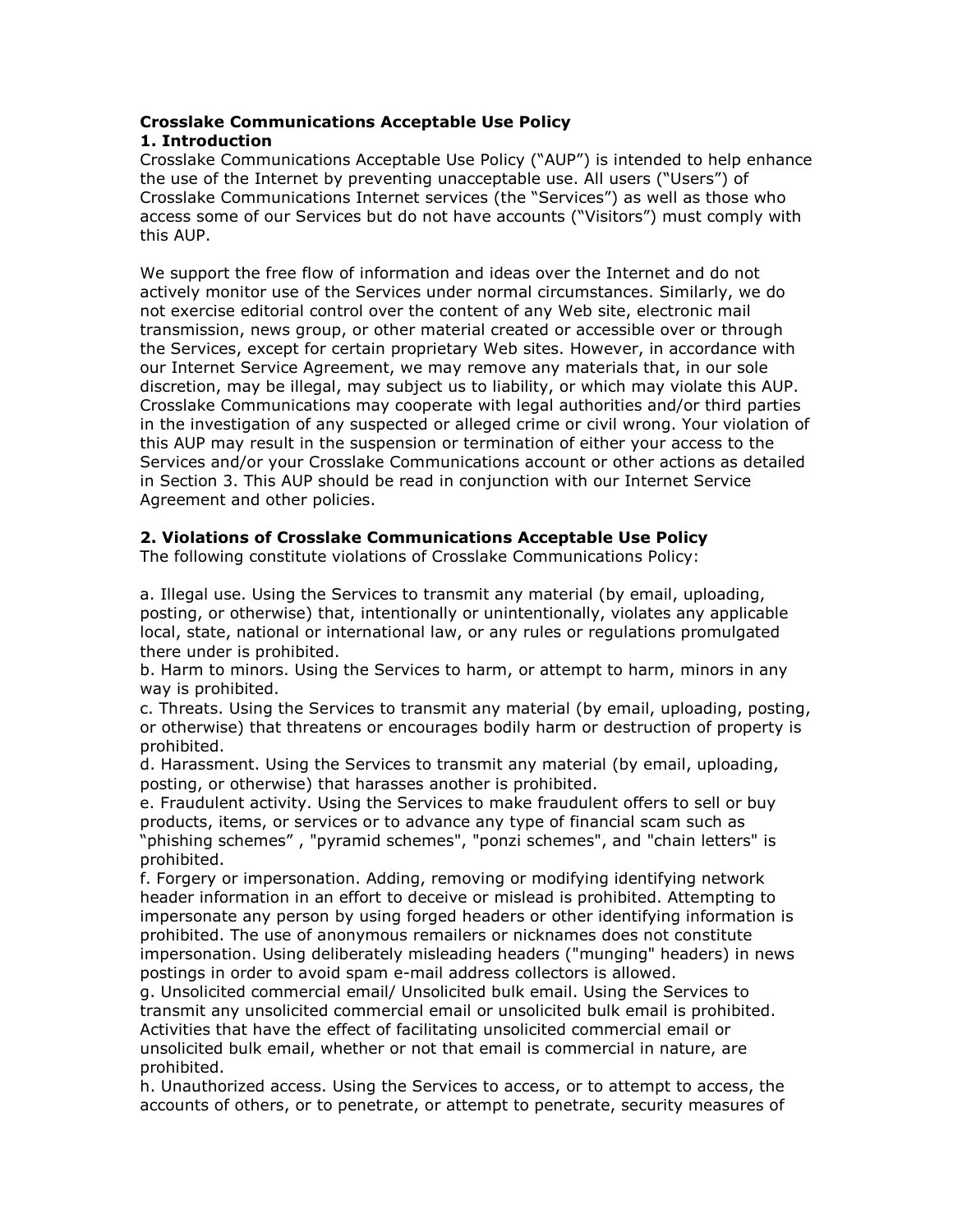**Crosslake Communications Acceptable Use Policy**

**1. Introduction**

Crosslake Communications Acceptable Use Policy (“AUP”) is intended to help enhance the use of the Internet by preventing unacceptable use. All users (“Users”) of Crosslake Communications Internet services (the “Services”) as well as those who access some of our Services but do not have accounts (“Visitors”) must comply with this AUP.

We support the free flow of information and ideas over the Internet and do not actively monitor use of the Services under normal circumstances. Similarly, we do not exercise editorial control over the content of any Web site, electronic mail transmission, news group, or other material created or accessible over or through the Services, except for certain proprietary Web sites. However, in accordance with our Internet Service Agreement, we may remove any materials that, in our sole discretion, may be illegal, may subject us to liability, or which may violate this AUP. Crosslake Communications may cooperate with legal authorities and/or third parties in the investigation of any suspected or alleged crime or civil wrong. Your violation of this AUP may result in the suspension or termination of either your access to the Services and/or your Crosslake Communications account or other actions as detailed in Section 3. This AUP should be read in conjunction with our Internet Service Agreement and other policies.

**2. Violations of Crosslake Communications Acceptable Use Policy**

The following constitute violations of Crosslake Communications Policy:

a. Illegal use. Using the Services to transmit any material (by email, uploading, posting, or otherwise) that, intentionally or unintentionally, violates any applicable local, state, national or international law, or any rules or regulations promulgated there under is prohibited.

b. Harm to minors. Using the Services to harm, or attempt to harm, minors in any way is prohibited.

c. Threats. Using the Services to transmit any material (by email, uploading, posting, or otherwise) that threatens or encourages bodily harm or destruction of property is prohibited.

d. Harassment. Using the Services to transmit any material (by email, uploading, posting, or otherwise) that harasses another is prohibited.

e. Fraudulent activity. Using the Services to make fraudulent offers to sell or buy products, items, or services or to advance any type of financial scam such as “phishing schemes” , "pyramid schemes", "ponzi schemes", and "chain letters" is prohibited.

f. Forgery or impersonation. Adding, removing or modifying identifying network header information in an effort to deceive or mislead is prohibited. Attempting to impersonate any person by using forged headers or other identifying information is prohibited. The use of anonymous remailers or nicknames does not constitute impersonation. Using deliberately misleading headers ("munging" headers) in news postings in order to avoid spam e-mail address collectors is allowed.

g. Unsolicited commercial email/ Unsolicited bulk email. Using the Services to transmit any unsolicited commercial email or unsolicited bulk email is prohibited. Activities that have the effect of facilitating unsolicited commercial email or unsolicited bulk email, whether or not that email is commercial in nature, are prohibited.

h. Unauthorized access. Using the Services to access, or to attempt to access, the accounts of others, or to penetrate, or attempt to penetrate, security measures of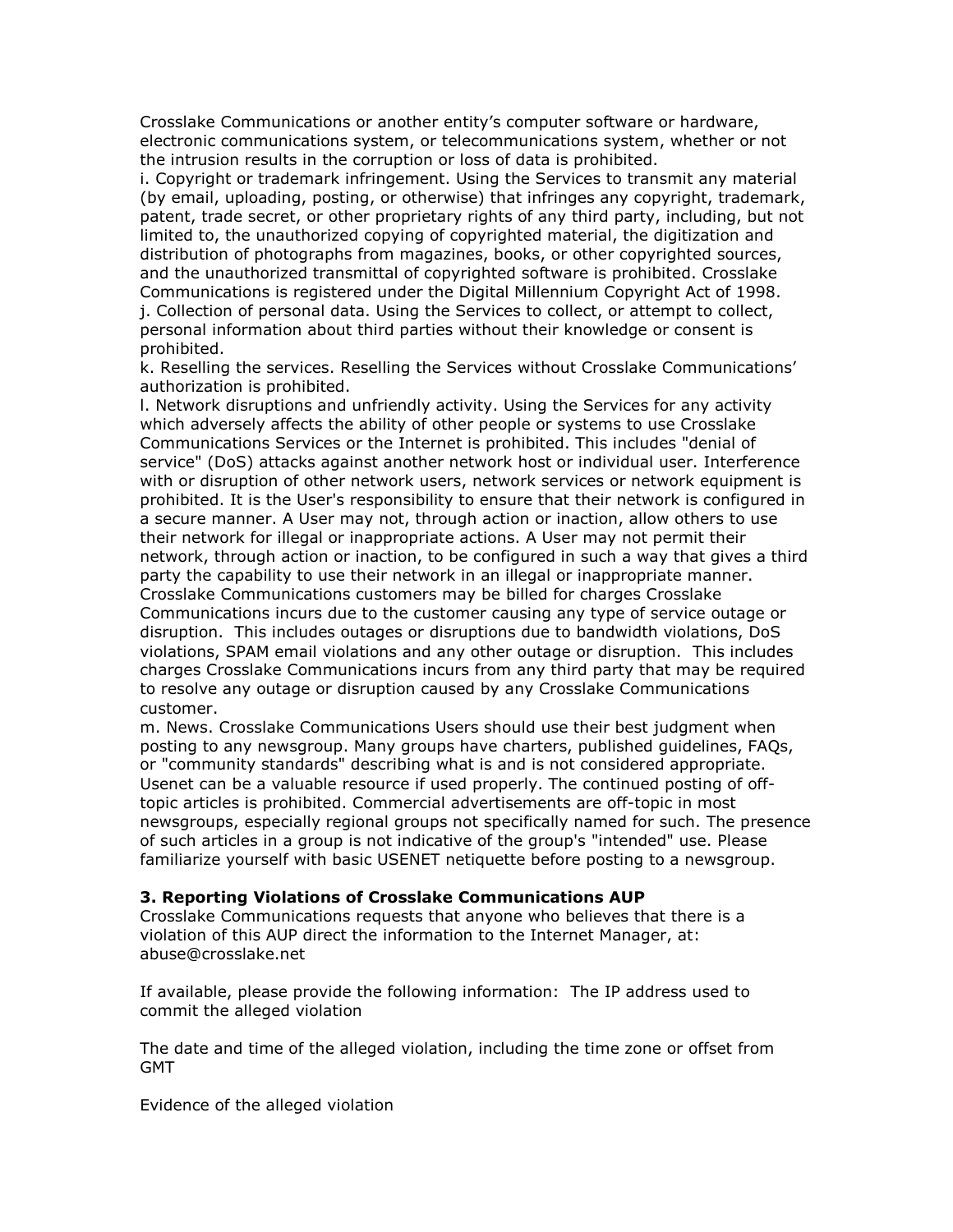Crosslake Communications or another entity's computer software or hardware, electronic communications system, or telecommunications system, whether or not the intrusion results in the corruption or loss of data is prohibited.

i. Copyright or trademark infringement. Using the Services to transmit any material (by email, uploading, posting, or otherwise) that infringes any copyright, trademark, patent, trade secret, or other proprietary rights of any third party, including, but not limited to, the unauthorized copying of copyrighted material, the digitization and distribution of photographs from magazines, books, or other copyrighted sources, and the unauthorized transmittal of copyrighted software is prohibited. Crosslake Communications is registered under the Digital Millennium Copyright Act of 1998.

j. Collection of personal data. Using the Services to collect, or attempt to collect, personal information about third parties without their knowledge or consent is prohibited.

k. Reselling the services. Reselling the Services without Crosslake Communications' authorization is prohibited.

l. Network disruptions and unfriendly activity. Using the Services for any activity which adversely affects the ability of other people or systems to use Crosslake Communications Services or the Internet is prohibited. This includes "denial of service" (DoS) attacks against another network host or individual user. Interference with or disruption of other network users, network services or network equipment is prohibited. It is the User's responsibility to ensure that their network is configured in a secure manner. A User may not, through action or inaction, allow others to use their network for illegal or inappropriate actions. A User may not permit their network, through action or inaction, to be configured in such a way that gives a third party the capability to use their network in an illegal or inappropriate manner. Crosslake Communications customers may be billed for charges Crosslake Communications incurs due to the customer causing any type of service outage or disruption. This includes outages or disruptions due to bandwidth violations, DoS violations, SPAM email violations and any other outage or disruption. This includes charges Crosslake Communications incurs from any third party that may be required to resolve any outage or disruption caused by any Crosslake Communications customer.

m. News. Crosslake Communications Users should use their best judgment when posting to any newsgroup. Many groups have charters, published guidelines, FAQs, or "community standards" describing what is and is not considered appropriate. Usenet can be a valuable resource if used properly. The continued posting of off-topic articles is prohibited. Commercial advertisements are off-topic in most newsgroups, especially regional groups not specifically named for such. The presence of such articles in a group is not indicative of the group's "intended" use. Please familiarize yourself with basic USENET netiquette before posting to a newsgroup.

**3. Reporting Violations of Crosslake Communications AUP**

Crosslake Communications requests that anyone who believes that there is a violation of this AUP direct the information to the Internet Manager, at: abuse@crosslake.net

If available, please provide the following information: The IP address used to commit the alleged violation

The date and time of the alleged violation, including the time zone or offset from GMT

Evidence of the alleged violation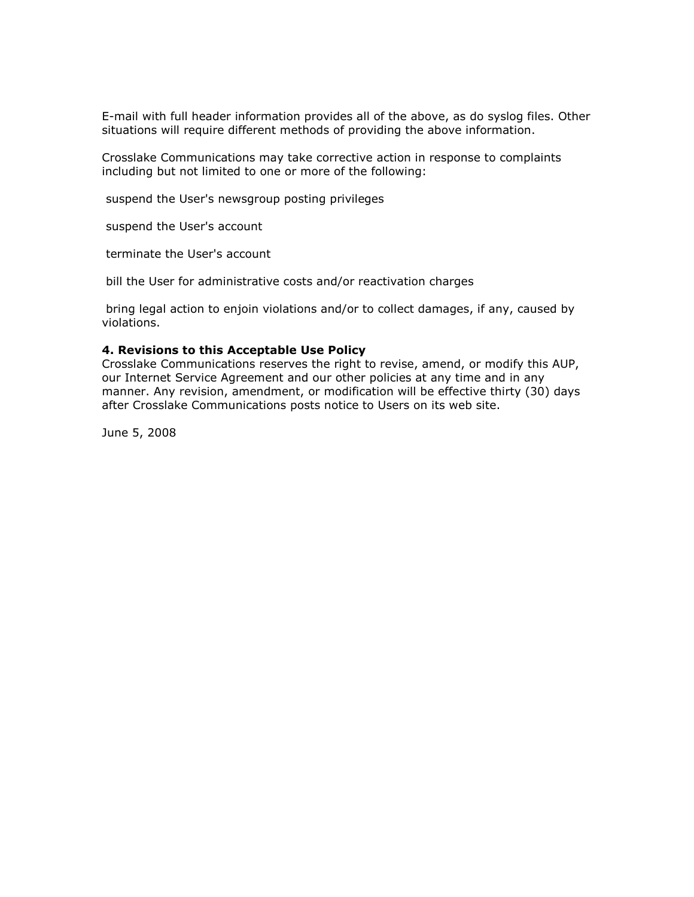E-mail with full header information provides all of the above, as do syslog files. Other situations will require different methods of providing the above information.

Crosslake Communications may take corrective action in response to complaints including but not limited to one or more of the following:

suspend the User's newsgroup posting privileges

suspend the User's account

terminate the User's account

bill the User for administrative costs and/or reactivation charges

bring legal action to enjoin violations and/or to collect damages, if any, caused by violations.

**4. Revisions to this Acceptable Use Policy**

Crosslake Communications reserves the right to revise, amend, or modify this AUP, our Internet Service Agreement and our other policies at any time and in any manner. Any revision, amendment, or modification will be effective thirty (30) days after Crosslake Communications posts notice to Users on its web site.

June 5, 2008